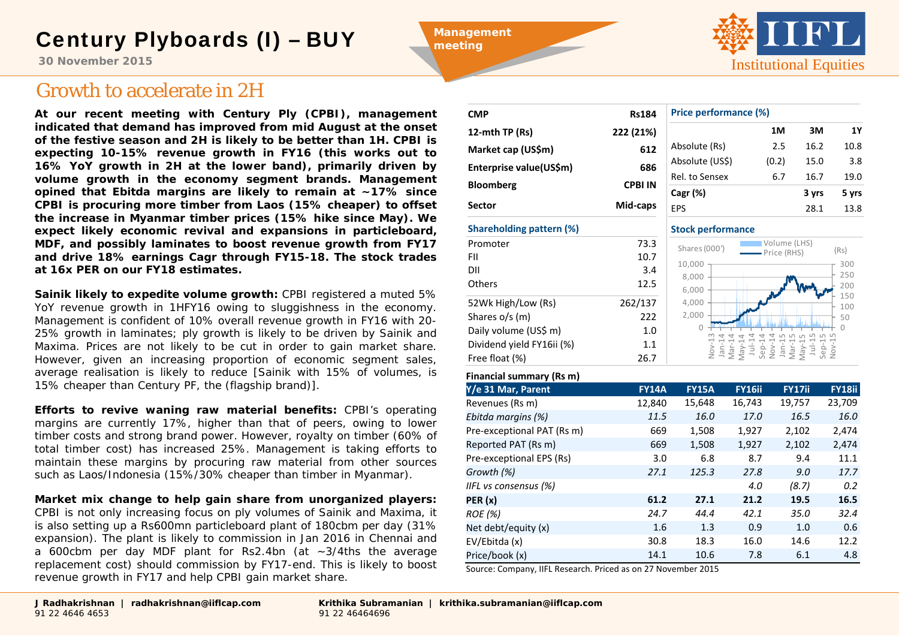# Century Plyboards (I) – BUY

30 November 2015

Management meeting

IIFL Institutional Equities

## Growth to accelerate in 2H

**At our recent meeting with Century Ply (CPBI), management indicated that demand has improved from mid August at the onset of the festive season and 2H is likely to be better than 1H. CPBI is expecting 10-15% revenue growth in FY16 (this works out to 16% YoY growth in 2H at the lower band), primarily driven by volume growth in the economy segment brands. Management opined that Ebitda margins are likely to remain at ~17% since CPBI is procuring more timber from Laos (15% cheaper) to offset the increase in Myanmar timber prices (15% hike since May). We expect likely economic revival and expansions in particleboard, MDF, and possibly laminates to boost revenue growth from FY17 and drive 18% earnings Cagr through FY15-18. The stock trades at 16x PER on our FY18 estimates.**

**Sainik likely to expedite volume growth:** CPBI registered a muted 5% YoY revenue growth in 1HFY16 owing to sluggishness in the economy. Management is confident of 10% overall revenue growth in FY16 with 20-25% growth in laminates; ply growth is likely to be driven by Sainik and Maxima. Prices are not likely to be cut in order to gain market share. However, given an increasing proportion of economic segment sales, average realisation is likely to reduce [Sainik with 15% of volumes, is 15% cheaper than Century PF, the (flagship brand)].

**Efforts to revive waning raw material benefits:** CPBI's operating margins are currently 17%, higher than that of peers, owing to lower timber costs and strong brand power. However, royalty on timber (60% of total timber cost) has increased 25%. Management is taking efforts to maintain these margins by procuring raw material from other sources such as Laos/Indonesia (15%/30% cheaper than timber in Myanmar).

**Market mix change to help gain share from unorganized players:** CPBI is not only increasing focus on ply volumes of Sainik and Maxima, it is also setting up a Rs600mn particleboard plant of 180cbm per day (31% expansion). The plant is likely to commission in Jan 2016 in Chennai and a 600cbm per day MDF plant for Rs2.4bn (at ~3/4ths the average replacement cost) should commission by FY17-end. This is likely to boost revenue growth in FY17 and help CPBI gain market share.

| | |
|---|---|
| **CMP** | **Rs184** |
| **12-mth TP (Rs)** | **222 (21%)** |
| **Market cap (US$m)** | **612** |
| **Enterprise value(US$m)** | **686** |
| **Bloomberg** | **CPBI IN** |
| **Sector** | **Mid-caps** |

**Price performance (%)**

| | 1M | 3M | 1Y |
|---|---|---|---|
| Absolute (Rs) | 2.5 | 16.2 | 10.8 |
| Absolute (US$) | (0.2) | 15.0 | 3.8 |
| Rel. to Sensex | 6.7 | 16.7 | 19.0 |
| **Cagr (%)** | | **3 yrs** | **5 yrs** |
| EPS | | 28.1 | 13.8 |

**Shareholding pattern (%)**

| | |
|---|---|
| Promoter | 73.3 |
| FII | 10.7 |
| DII | 3.4 |
| Others | 12.5 |
| 52Wk High/Low (Rs) | 262/137 |
| Shares o/s (m) | 222 |
| Daily volume (US$ m) | 1.0 |
| Dividend yield FY16ii (%) | 1.1 |
| Free float (%) | 26.7 |

**Stock performance**

Shares (000') Volume (LHS) Price (RHS) (Rs)

10,000 8,000 6,000 4,000 2,000 0

300 250 200 150 100 50 0

Nov-13 Jan-14 Mar-14 May-14 Jul-14 Sep-14 Nov-14 Jan-15 Mar-15 May-15 Jul-15 Sep-15 Nov-15

**Financial summary (Rs m)**

| Y/e 31 Mar, Parent | FY14A | FY15A | FY16ii | FY17ii | FY18ii |
|---|---|---|---|---|---|
| Revenues (Rs m) | 12,840 | 15,648 | 16,743 | 19,757 | 23,709 |
| *Ebitda margins (%)* | *11.5* | *16.0* | *17.0* | *16.5* | *16.0* |
| Pre-exceptional PAT (Rs m) | 669 | 1,508 | 1,927 | 2,102 | 2,474 |
| Reported PAT (Rs m) | 669 | 1,508 | 1,927 | 2,102 | 2,474 |
| Pre-exceptional EPS (Rs) | 3.0 | 6.8 | 8.7 | 9.4 | 11.1 |
| *Growth (%)* | *27.1* | *125.3* | *27.8* | *9.0* | *17.7* |
| *IIFL vs consensus (%)* | | | *4.0* | *(8.7)* | *0.2* |
| **PER (x)** | **61.2** | **27.1** | **21.2** | **19.5** | **16.5** |
| *ROE (%)* | *24.7* | *44.4* | *42.1* | *35.0* | *32.4* |
| Net debt/equity (x) | 1.6 | 1.3 | 0.9 | 1.0 | 0.6 |
| EV/Ebitda (x) | 30.8 | 18.3 | 16.0 | 14.6 | 12.2 |
| Price/book (x) | 14.1 | 10.6 | 7.8 | 6.1 | 4.8 |

Source: Company, IIFL Research. Priced as on 27 November 2015

**J Radhakrishnan | radhakrishnan@iiflcap.com**
91 22 4646 4653

**Krithika Subramanian | krithika.subramanian@iiflcap.com**
91 22 46464696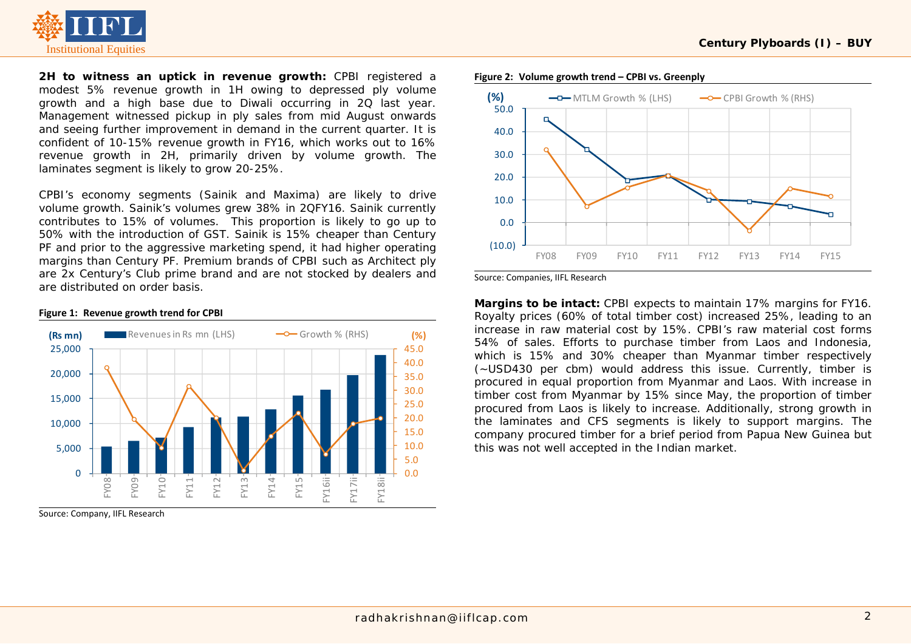**2H to witness an uptick in revenue growth:** CPBI registered a modest 5% revenue growth in 1H owing to depressed ply volume growth and a high base due to Diwali occurring in 2Q last year. Management witnessed pickup in ply sales from mid August onwards and seeing further improvement in demand in the current quarter. It is confident of 10-15% revenue growth in FY16, which works out to 16% revenue growth in 2H, primarily driven by volume growth. The laminates segment is likely to grow 20-25%.

CPBI's economy segments (Sainik and Maxima) are likely to drive volume growth. Sainik's volumes grew 38% in 2QFY16. Sainik currently contributes to 15% of volumes. This proportion is likely to go up to 50% with the introduction of GST. Sainik is 15% cheaper than Century PF and prior to the aggressive marketing spend, it had higher operating margins than Century PF. Premium brands of CPBI such as Architect ply are 2x Century's Club prime brand and are not stocked by dealers and are distributed on order basis.

**Figure 1: Revenue growth trend for CPBI**

(Rs mn) Revenues in Rs mn (LHS) Growth % (RHS) (%)

25,000
20,000
15,000
10,000
5,000
0

45.0
40.0
35.0
30.0
25.0
20.0
15.0
10.0
5.0
0.0

FY08 FY09 FY10 FY11 FY12 FY13 FY14 FY15 FY16ii FY17ii FY18ii

Source: Company, IIFL Research

**Figure 2: Volume growth trend – CPBI vs. Greenply**

(%) MTLM Growth % (LHS) CPBI Growth % (RHS)

50.0
40.0
30.0
20.0
10.0
0.0
(10.0)

FY08 FY09 FY10 FY11 FY12 FY13 FY14 FY15

Source: Companies, IIFL Research

**Margins to be intact:** CPBI expects to maintain 17% margins for FY16. Royalty prices (60% of total timber cost) increased 25%, leading to an increase in raw material cost by 15%. CPBI's raw material cost forms 54% of sales. Efforts to purchase timber from Laos and Indonesia, which is 15% and 30% cheaper than Myanmar timber respectively (~USD430 per cbm) would address this issue. Currently, timber is procured in equal proportion from Myanmar and Laos. With increase in timber cost from Myanmar by 15% since May, the proportion of timber procured from Laos is likely to increase. Additionally, strong growth in the laminates and CFS segments is likely to support margins. The company procured timber for a brief period from Papua New Guinea but this was not well accepted in the Indian market.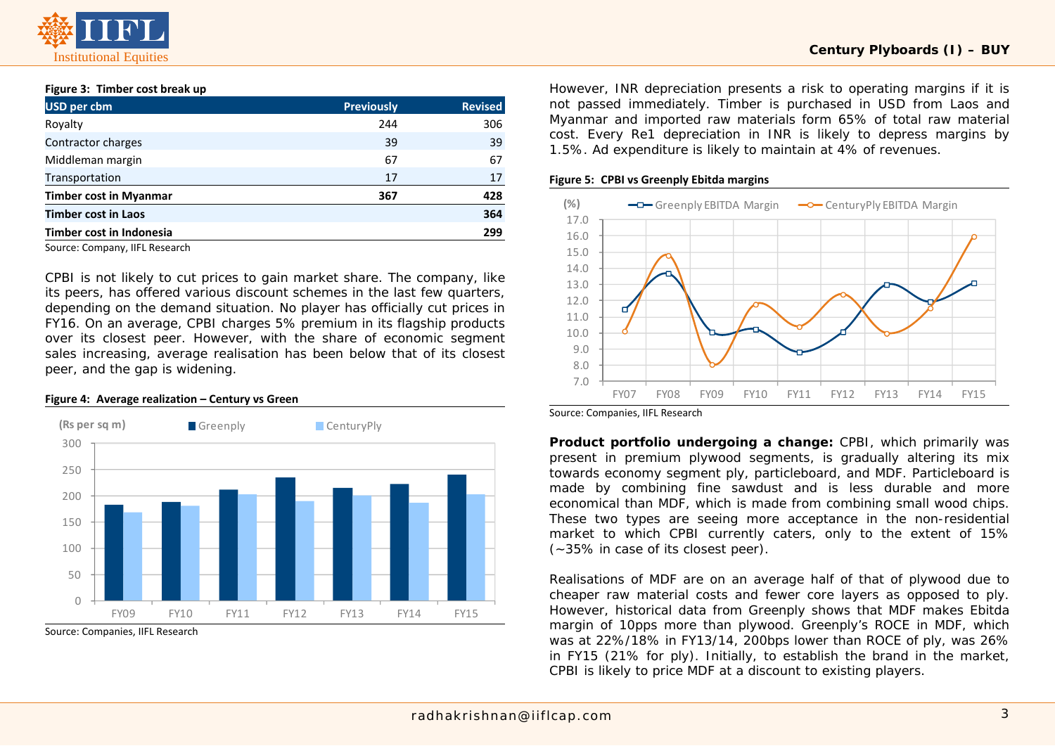**Figure 3: Timber cost break up**

| USD per cbm | Previously | Revised |
|---|---|---|
| Royalty | 244 | 306 |
| Contractor charges | 39 | 39 |
| Middleman margin | 67 | 67 |
| Transportation | 17 | 17 |
| **Timber cost in Myanmar** | **367** | **428** |
| **Timber cost in Laos** | | **364** |
| **Timber cost in Indonesia** | | **299** |

Source: Company, IIFL Research

CPBI is not likely to cut prices to gain market share. The company, like its peers, has offered various discount schemes in the last few quarters, depending on the demand situation. No player has officially cut prices in FY16. On an average, CPBI charges 5% premium in its flagship products over its closest peer. However, with the share of economic segment sales increasing, average realisation has been below that of its closest peer, and the gap is widening.

**Figure 4: Average realization – Century vs Green**

(Rs per sq m)
Greenply
CenturyPly
300
250
200
150
100
50
0
FY09 FY10 FY11 FY12 FY13 FY14 FY15

Source: Companies, IIFL Research

However, INR depreciation presents a risk to operating margins if it is not passed immediately. Timber is purchased in USD from Laos and Myanmar and imported raw materials form 65% of total raw material cost. Every Re1 depreciation in INR is likely to depress margins by 1.5%. Ad expenditure is likely to maintain at 4% of revenues.

**Figure 5: CPBI vs Greenply Ebitda margins**

(%)
Greenply EBITDA Margin
CenturyPly EBITDA Margin
17.0
16.0
15.0
14.0
13.0
12.0
11.0
10.0
9.0
8.0
7.0
FY07 FY08 FY09 FY10 FY11 FY12 FY13 FY14 FY15

Source: Companies, IIFL Research

**Product portfolio undergoing a change:** CPBI, which primarily was present in premium plywood segments, is gradually altering its mix towards economy segment ply, particleboard, and MDF. Particleboard is made by combining fine sawdust and is less durable and more economical than MDF, which is made from combining small wood chips. These two types are seeing more acceptance in the non-residential market to which CPBI currently caters, only to the extent of 15% (~35% in case of its closest peer).

Realisations of MDF are on an average half of that of plywood due to cheaper raw material costs and fewer core layers as opposed to ply. However, historical data from Greenply shows that MDF makes Ebitda margin of 10pps more than plywood. Greenply's ROCE in MDF, which was at 22%/18% in FY13/14, 200bps lower than ROCE of ply, was 26% in FY15 (21% for ply). Initially, to establish the brand in the market, CPBI is likely to price MDF at a discount to existing players.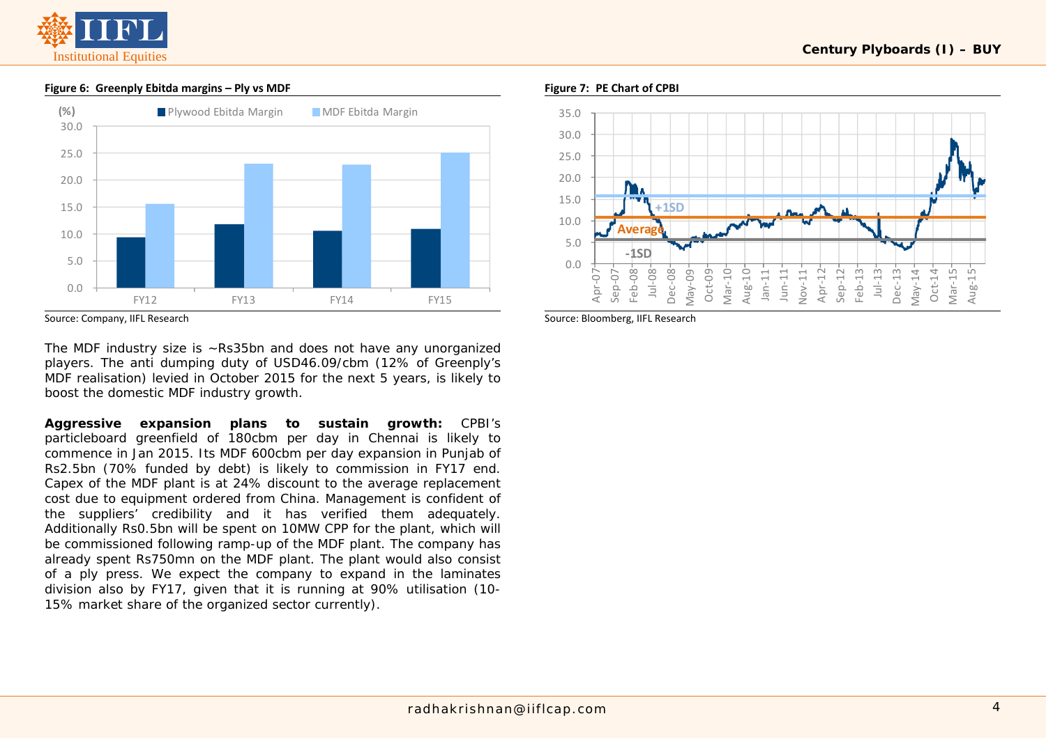**Figure 6: Greenply Ebitda margins – Ply vs MDF**

(%)
Plywood Ebitda Margin
MDF Ebitda Margin
30.0
25.0
20.0
15.0
10.0
5.0
0.0
FY12
FY13
FY14
FY15

Source: Company, IIFL Research

**Figure 7: PE Chart of CPBI**

35.0
30.0
25.0
20.0
15.0
10.0
5.0
0.0
+1SD
Average
-1SD
Apr-07
Sep-07
Feb-08
Jul-08
Dec-08
May-09
Oct-09
Mar-10
Aug-10
Jan-11
Jun-11
Nov-11
Apr-12
Sep-12
Feb-13
Jul-13
Dec-13
May-14
Oct-14
Mar-15
Aug-15

Source: Bloomberg, IIFL Research

The MDF industry size is ~Rs35bn and does not have any unorganized players. The anti dumping duty of USD46.09/cbm (12% of Greenply's MDF realisation) levied in October 2015 for the next 5 years, is likely to boost the domestic MDF industry growth.

**Aggressive expansion plans to sustain growth:** CPBI's particleboard greenfield of 180cbm per day in Chennai is likely to commence in Jan 2015. Its MDF 600cbm per day expansion in Punjab of Rs2.5bn (70% funded by debt) is likely to commission in FY17 end. Capex of the MDF plant is at 24% discount to the average replacement cost due to equipment ordered from China. Management is confident of the suppliers' credibility and it has verified them adequately. Additionally Rs0.5bn will be spent on 10MW CPP for the plant, which will be commissioned following ramp-up of the MDF plant. The company has already spent Rs750mn on the MDF plant. The plant would also consist of a ply press. We expect the company to expand in the laminates division also by FY17, given that it is running at 90% utilisation (10-15% market share of the organized sector currently).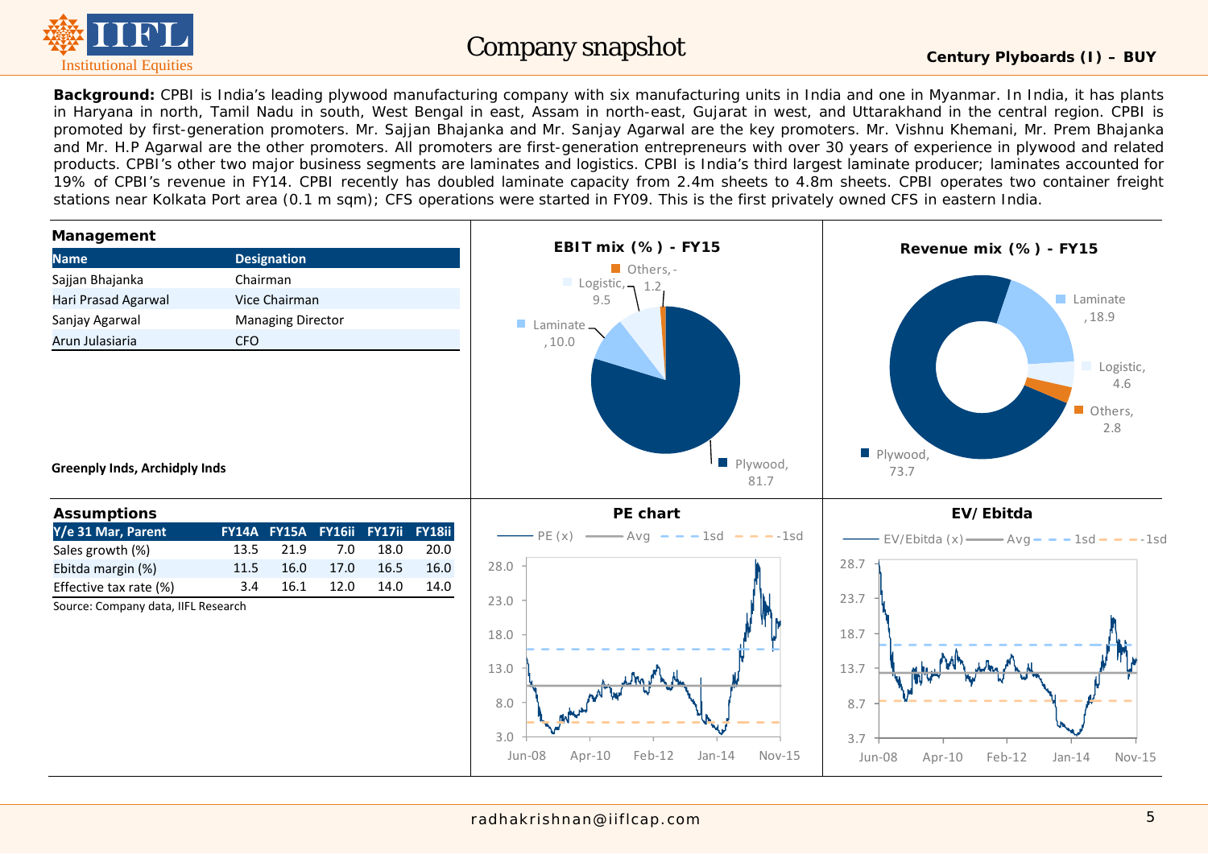# Company snapshot

**Century Plyboards (I) – BUY**

**Background:** CPBI is India's leading plywood manufacturing company with six manufacturing units in India and one in Myanmar. In India, it has plants in Haryana in north, Tamil Nadu in south, West Bengal in east, Assam in north-east, Gujarat in west, and Uttarakhand in the central region. CPBI is promoted by first-generation promoters. Mr. Sajjan Bhajanka and Mr. Sanjay Agarwal are the key promoters. Mr. Vishnu Khemani, Mr. Prem Bhajanka and Mr. H.P Agarwal are the other promoters. All promoters are first-generation entrepreneurs with over 30 years of experience in plywood and related products. CPBI's other two major business segments are laminates and logistics. CPBI is India's third largest laminate producer; laminates accounted for 19% of CPBI's revenue in FY14. CPBI recently has doubled laminate capacity from 2.4m sheets to 4.8m sheets. CPBI operates two container freight stations near Kolkata Port area (0.1 m sqm); CFS operations were started in FY09. This is the first privately owned CFS in eastern India.

## Management

| Name | Designation |
|---|---|
| Sajjan Bhajanka | Chairman |
| Hari Prasad Agarwal | Vice Chairman |
| Sanjay Agarwal | Managing Director |
| Arun Julasiaria | CFO |

**Greenply Inds, Archidply Inds**

### EBIT mix (%) - FY15

Others, - 1.2
Logistic, 9.5
Laminate, 10.0
Plywood, 81.7

### Revenue mix (%) - FY15

Laminate, 18.9
Logistic, 4.6
Others, 2.8
Plywood, 73.7

## Assumptions

| Y/e 31 Mar, Parent | FY14A | FY15A | FY16ii | FY17ii | FY18ii |
|---|---|---|---|---|---|
| Sales growth (%) | 13.5 | 21.9 | 7.0 | 18.0 | 20.0 |
| Ebitda margin (%) | 11.5 | 16.0 | 17.0 | 16.5 | 16.0 |
| Effective tax rate (%) | 3.4 | 16.1 | 12.0 | 14.0 | 14.0 |

Source: Company data, IIFL Research

### PE chart

PE (x) — Avg — 1sd — -1sd
28.0, 23.0, 18.0, 13.0, 8.0, 3.0
Jun-08, Apr-10, Feb-12, Jan-14, Nov-15

### EV/Ebitda

EV/Ebitda (x) — Avg — 1sd — -1sd
28.7, 23.7, 18.7, 13.7, 8.7, 3.7
Jun-08, Apr-10, Feb-12, Jan-14, Nov-15

radhakrishnan@iiflcap.com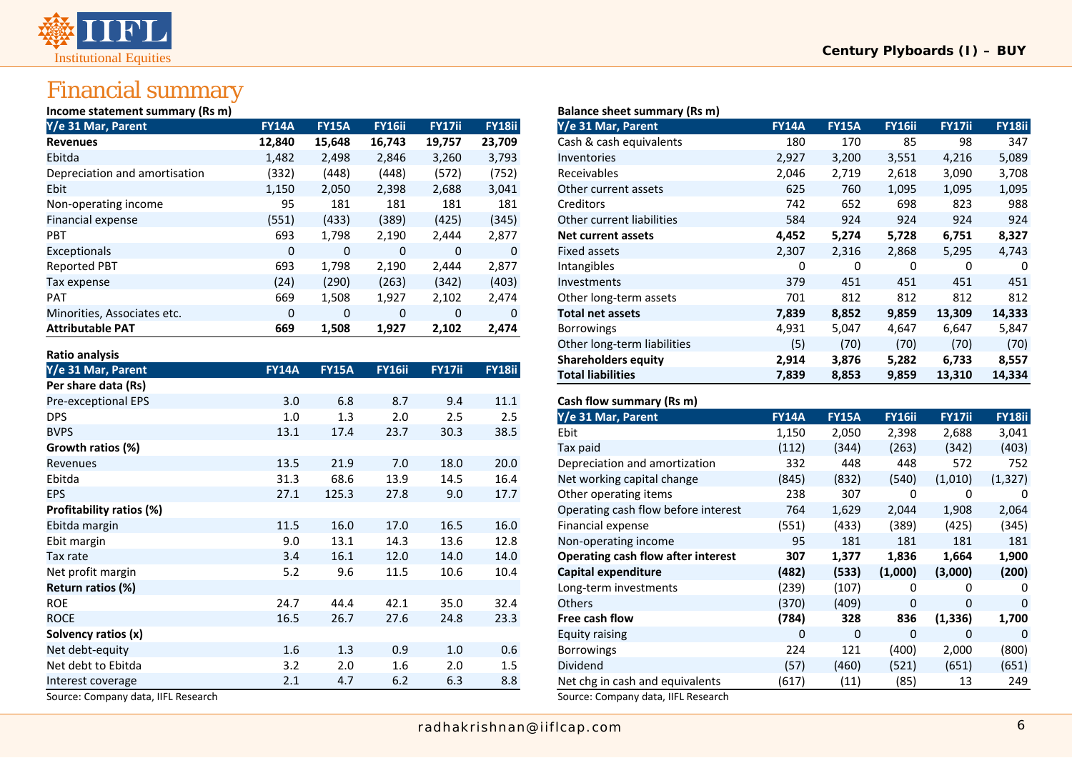# Financial summary

**Income statement summary (Rs m)**

| Y/e 31 Mar, Parent | FY14A | FY15A | FY16ii | FY17ii | FY18ii |
|---|---|---|---|---|---|
| **Revenues** | **12,840** | **15,648** | **16,743** | **19,757** | **23,709** |
| Ebitda | 1,482 | 2,498 | 2,846 | 3,260 | 3,793 |
| Depreciation and amortisation | (332) | (448) | (448) | (572) | (752) |
| Ebit | 1,150 | 2,050 | 2,398 | 2,688 | 3,041 |
| Non-operating income | 95 | 181 | 181 | 181 | 181 |
| Financial expense | (551) | (433) | (389) | (425) | (345) |
| PBT | 693 | 1,798 | 2,190 | 2,444 | 2,877 |
| Exceptionals | 0 | 0 | 0 | 0 | 0 |
| Reported PBT | 693 | 1,798 | 2,190 | 2,444 | 2,877 |
| Tax expense | (24) | (290) | (263) | (342) | (403) |
| PAT | 669 | 1,508 | 1,927 | 2,102 | 2,474 |
| Minorities, Associates etc. | 0 | 0 | 0 | 0 | 0 |
| **Attributable PAT** | **669** | **1,508** | **1,927** | **2,102** | **2,474** |

**Ratio analysis**

| Y/e 31 Mar, Parent | FY14A | FY15A | FY16ii | FY17ii | FY18ii |
|---|---|---|---|---|---|
| **Per share data (Rs)** | | | | | |
| Pre-exceptional EPS | 3.0 | 6.8 | 8.7 | 9.4 | 11.1 |
| DPS | 1.0 | 1.3 | 2.0 | 2.5 | 2.5 |
| BVPS | 13.1 | 17.4 | 23.7 | 30.3 | 38.5 |
| **Growth ratios (%)** | | | | | |
| Revenues | 13.5 | 21.9 | 7.0 | 18.0 | 20.0 |
| Ebitda | 31.3 | 68.6 | 13.9 | 14.5 | 16.4 |
| EPS | 27.1 | 125.3 | 27.8 | 9.0 | 17.7 |
| **Profitability ratios (%)** | | | | | |
| Ebitda margin | 11.5 | 16.0 | 17.0 | 16.5 | 16.0 |
| Ebit margin | 9.0 | 13.1 | 14.3 | 13.6 | 12.8 |
| Tax rate | 3.4 | 16.1 | 12.0 | 14.0 | 14.0 |
| Net profit margin | 5.2 | 9.6 | 11.5 | 10.6 | 10.4 |
| **Return ratios (%)** | | | | | |
| ROE | 24.7 | 44.4 | 42.1 | 35.0 | 32.4 |
| ROCE | 16.5 | 26.7 | 27.6 | 24.8 | 23.3 |
| **Solvency ratios (x)** | | | | | |
| Net debt-equity | 1.6 | 1.3 | 0.9 | 1.0 | 0.6 |
| Net debt to Ebitda | 3.2 | 2.0 | 1.6 | 2.0 | 1.5 |
| Interest coverage | 2.1 | 4.7 | 6.2 | 6.3 | 8.8 |

Source: Company data, IIFL Research

**Balance sheet summary (Rs m)**

| Y/e 31 Mar, Parent | FY14A | FY15A | FY16ii | FY17ii | FY18ii |
|---|---|---|---|---|---|
| Cash & cash equivalents | 180 | 170 | 85 | 98 | 347 |
| Inventories | 2,927 | 3,200 | 3,551 | 4,216 | 5,089 |
| Receivables | 2,046 | 2,719 | 2,618 | 3,090 | 3,708 |
| Other current assets | 625 | 760 | 1,095 | 1,095 | 1,095 |
| Creditors | 742 | 652 | 698 | 823 | 988 |
| Other current liabilities | 584 | 924 | 924 | 924 | 924 |
| **Net current assets** | **4,452** | **5,274** | **5,728** | **6,751** | **8,327** |
| Fixed assets | 2,307 | 2,316 | 2,868 | 5,295 | 4,743 |
| Intangibles | 0 | 0 | 0 | 0 | 0 |
| Investments | 379 | 451 | 451 | 451 | 451 |
| Other long-term assets | 701 | 812 | 812 | 812 | 812 |
| **Total net assets** | **7,839** | **8,852** | **9,859** | **13,309** | **14,333** |
| Borrowings | 4,931 | 5,047 | 4,647 | 6,647 | 5,847 |
| Other long-term liabilities | (5) | (70) | (70) | (70) | (70) |
| **Shareholders equity** | **2,914** | **3,876** | **5,282** | **6,733** | **8,557** |
| **Total liabilities** | **7,839** | **8,853** | **9,859** | **13,310** | **14,334** |

**Cash flow summary (Rs m)**

| Y/e 31 Mar, Parent | FY14A | FY15A | FY16ii | FY17ii | FY18ii |
|---|---|---|---|---|---|
| Ebit | 1,150 | 2,050 | 2,398 | 2,688 | 3,041 |
| Tax paid | (112) | (344) | (263) | (342) | (403) |
| Depreciation and amortization | 332 | 448 | 448 | 572 | 752 |
| Net working capital change | (845) | (832) | (540) | (1,010) | (1,327) |
| Other operating items | 238 | 307 | 0 | 0 | 0 |
| Operating cash flow before interest | 764 | 1,629 | 2,044 | 1,908 | 2,064 |
| Financial expense | (551) | (433) | (389) | (425) | (345) |
| Non-operating income | 95 | 181 | 181 | 181 | 181 |
| **Operating cash flow after interest** | **307** | **1,377** | **1,836** | **1,664** | **1,900** |
| **Capital expenditure** | **(482)** | **(533)** | **(1,000)** | **(3,000)** | **(200)** |
| Long-term investments | (239) | (107) | 0 | 0 | 0 |
| Others | (370) | (409) | 0 | 0 | 0 |
| **Free cash flow** | **(784)** | **328** | **836** | **(1,336)** | **1,700** |
| Equity raising | 0 | 0 | 0 | 0 | 0 |
| Borrowings | 224 | 121 | (400) | 2,000 | (800) |
| Dividend | (57) | (460) | (521) | (651) | (651) |
| Net chg in cash and equivalents | (617) | (11) | (85) | 13 | 249 |

Source: Company data, IIFL Research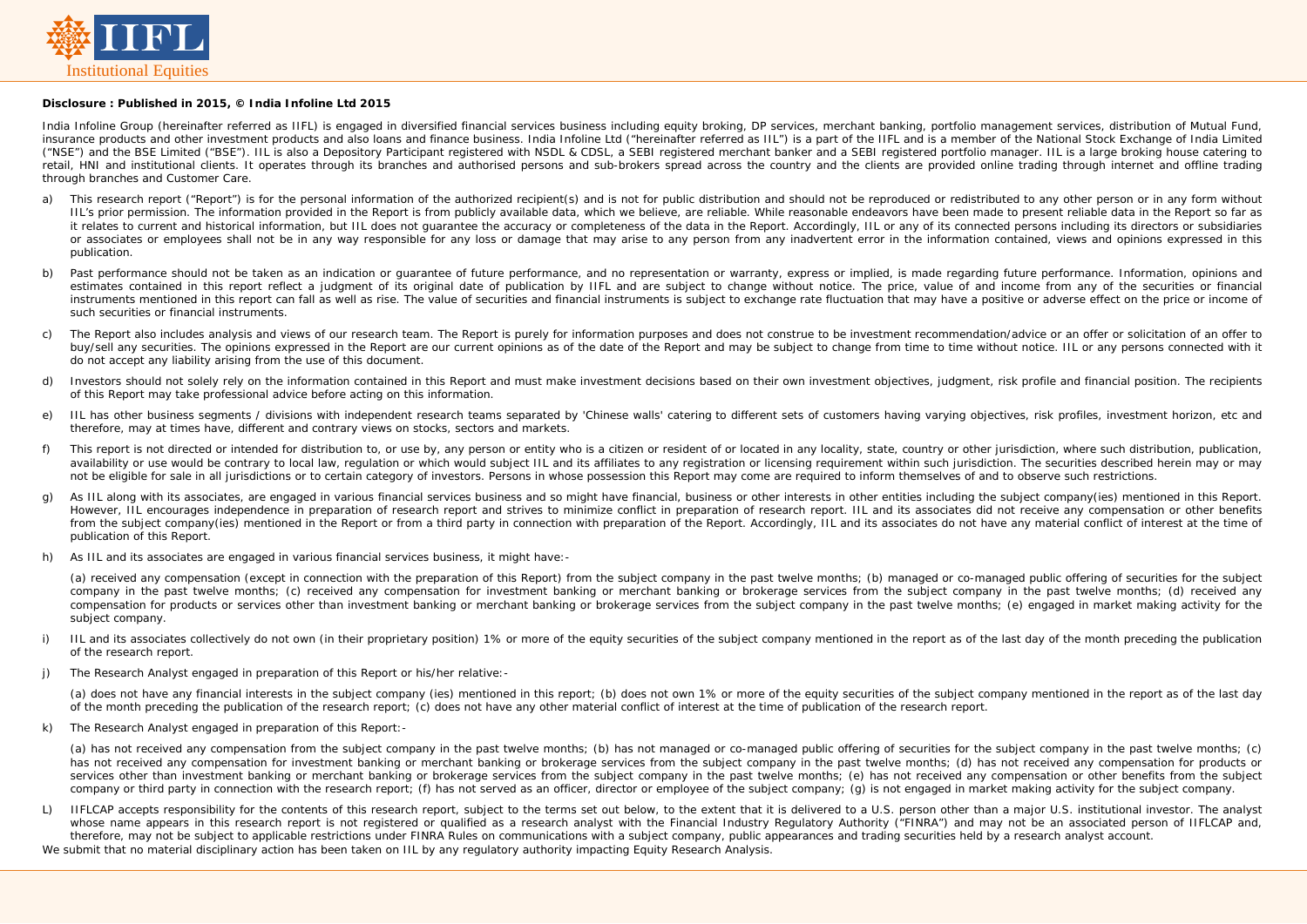**Disclosure : Published in 2015, © India Infoline Ltd 2015**

India Infoline Group (hereinafter referred as IIFL) is engaged in diversified financial services business including equity broking, DP services, merchant banking, portfolio management services, distribution of Mutual Fund, insurance products and other investment products and also loans and finance business. India Infoline Ltd ("hereinafter referred as IIL") is a part of the IIFL and is a member of the National Stock Exchange of India Limited ("NSE") and the BSE Limited ("BSE"). IIL is also a Depository Participant registered with NSDL & CDSL, a SEBI registered merchant banker and a SEBI registered portfolio manager. IIL is a large broking house catering to retail, HNI and institutional clients. It operates through its branches and authorised persons and sub-brokers spread across the country and the clients are provided online trading through internet and offline trading through branches and Customer Care.

a) This research report ("Report") is for the personal information of the authorized recipient(s) and is not for public distribution and should not be reproduced or redistributed to any other person or in any form without IIL's prior permission. The information provided in the Report is from publicly available data, which we believe, are reliable. While reasonable endeavors have been made to present reliable data in the Report so far as it relates to current and historical information, but IIL does not guarantee the accuracy or completeness of the data in the Report. Accordingly, IIL or any of its connected persons including its directors or subsidiaries or associates or employees shall not be in any way responsible for any loss or damage that may arise to any person from any inadvertent error in the information contained, views and opinions expressed in this publication.

b) Past performance should not be taken as an indication or guarantee of future performance, and no representation or warranty, express or implied, is made regarding future performance. Information, opinions and estimates contained in this report reflect a judgment of its original date of publication by IIFL and are subject to change without notice. The price, value of and income from any of the securities or financial instruments mentioned in this report can fall as well as rise. The value of securities and financial instruments is subject to exchange rate fluctuation that may have a positive or adverse effect on the price or income of such securities or financial instruments.

c) The Report also includes analysis and views of our research team. The Report is purely for information purposes and does not construe to be investment recommendation/advice or an offer or solicitation of an offer to buy/sell any securities. The opinions expressed in the Report are our current opinions as of the date of the Report and may be subject to change from time to time without notice. IIL or any persons connected with it do not accept any liability arising from the use of this document.

d) Investors should not solely rely on the information contained in this Report and must make investment decisions based on their own investment objectives, judgment, risk profile and financial position. The recipients of this Report may take professional advice before acting on this information.

e) IIL has other business segments / divisions with independent research teams separated by 'Chinese walls' catering to different sets of customers having varying objectives, risk profiles, investment horizon, etc and therefore, may at times have, different and contrary views on stocks, sectors and markets.

f) This report is not directed or intended for distribution to, or use by, any person or entity who is a citizen or resident of or located in any locality, state, country or other jurisdiction, where such distribution, publication, availability or use would be contrary to local law, regulation or which would subject IIL and its affiliates to any registration or licensing requirement within such jurisdiction. The securities described herein may or may not be eligible for sale in all jurisdictions or to certain category of investors. Persons in whose possession this Report may come are required to inform themselves of and to observe such restrictions.

g) As IIL along with its associates, are engaged in various financial services business and so might have financial, business or other interests in other entities including the subject company(ies) mentioned in this Report. However, IIL encourages independence in preparation of research report and strives to minimize conflict in preparation of research report. IIL and its associates did not receive any compensation or other benefits from the subject company(ies) mentioned in the Report or from a third party in connection with preparation of the Report. Accordingly, IIL and its associates do not have any material conflict of interest at the time of publication of this Report.

h) As IIL and its associates are engaged in various financial services business, it might have:-

   (a) received any compensation (except in connection with the preparation of this Report) from the subject company in the past twelve months; (b) managed or co-managed public offering of securities for the subject company in the past twelve months; (c) received any compensation for investment banking or merchant banking or brokerage services from the subject company in the past twelve months; (d) received any compensation for products or services other than investment banking or merchant banking or brokerage services from the subject company in the past twelve months; (e) engaged in market making activity for the subject company.

i) IIL and its associates collectively do not own (in their proprietary position) 1% or more of the equity securities of the subject company mentioned in the report as of the last day of the month preceding the publication of the research report.

j) The Research Analyst engaged in preparation of this Report or his/her relative:-

   (a) does not have any financial interests in the subject company (ies) mentioned in this report; (b) does not own 1% or more of the equity securities of the subject company mentioned in the report as of the last day of the month preceding the publication of the research report; (c) does not have any other material conflict of interest at the time of publication of the research report.

k) The Research Analyst engaged in preparation of this Report:-

   (a) has not received any compensation from the subject company in the past twelve months; (b) has not managed or co-managed public offering of securities for the subject company in the past twelve months; (c) has not received any compensation for investment banking or merchant banking or brokerage services from the subject company in the past twelve months; (d) has not received any compensation for products or services other than investment banking or merchant banking or brokerage services from the subject company in the past twelve months; (e) has not received any compensation or other benefits from the subject company or third party in connection with the research report; (f) has not served as an officer, director or employee of the subject company; (g) is not engaged in market making activity for the subject company.

L) IIFLCAP accepts responsibility for the contents of this research report, subject to the terms set out below, to the extent that it is delivered to a U.S. person other than a major U.S. institutional investor. The analyst whose name appears in this research report is not registered or qualified as a research analyst with the Financial Industry Regulatory Authority ("FINRA") and may not be an associated person of IIFLCAP and, therefore, may not be subject to applicable restrictions under FINRA Rules on communications with a subject company, public appearances and trading securities held by a research analyst account.

We submit that no material disciplinary action has been taken on IIL by any regulatory authority impacting Equity Research Analysis.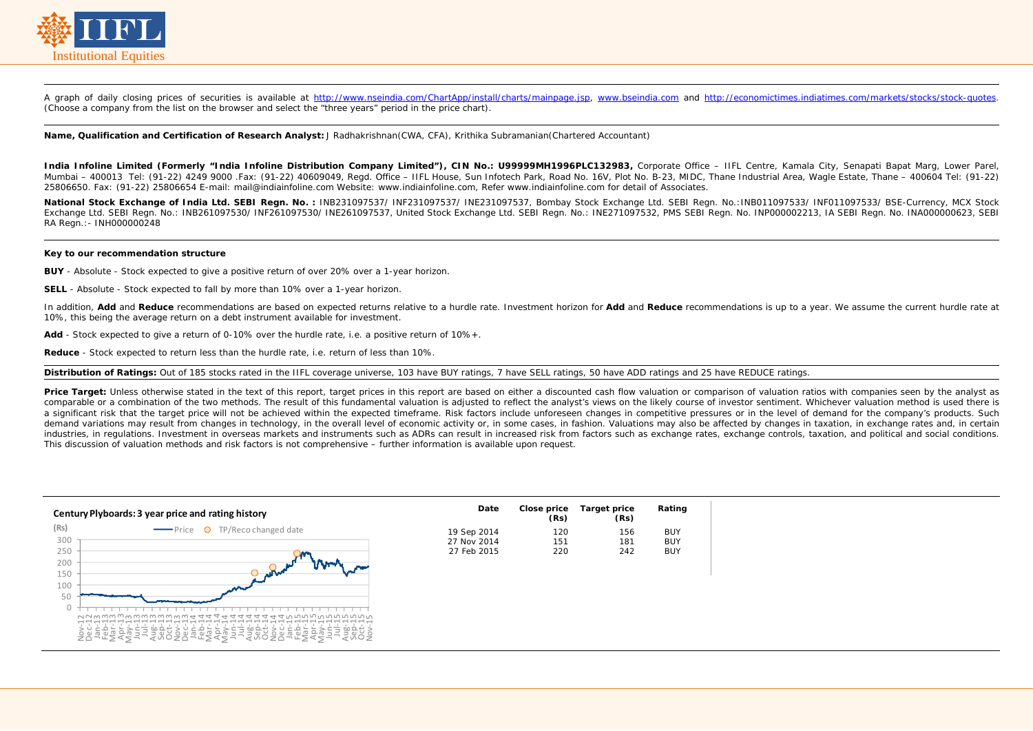A graph of daily closing prices of securities is available at http://www.nseindia.com/ChartApp/install/charts/mainpage.jsp, www.bseindia.com and http://economictimes.indiatimes.com/markets/stocks/stock-quotes. (Choose a company from the list on the browser and select the "three years" period in the price chart).

**Name, Qualification and Certification of Research Analyst:** J Radhakrishnan(CWA, CFA), Krithika Subramanian(Chartered Accountant)

**India Infoline Limited (Formerly "India Infoline Distribution Company Limited"), CIN No.: U99999MH1996PLC132983,** Corporate Office – IIFL Centre, Kamala City, Senapati Bapat Marg, Lower Parel, Mumbai – 400013 Tel: (91-22) 4249 9000 .Fax: (91-22) 40609049, Regd. Office – IIFL House, Sun Infotech Park, Road No. 16V, Plot No. B-23, MIDC, Thane Industrial Area, Wagle Estate, Thane – 400604 Tel: (91-22) 25806650. Fax: (91-22) 25806654 E-mail: mail@indiainfoline.com Website: www.indiainfoline.com, Refer www.indiainfoline.com for detail of Associates.

**National Stock Exchange of India Ltd. SEBI Regn. No. :** INB231097537/ INF231097537/ INE231097537, Bombay Stock Exchange Ltd. SEBI Regn. No.:INB011097533/ INF011097533/ BSE-Currency, MCX Stock Exchange Ltd. SEBI Regn. No.: INB261097530/ INF261097530/ INE261097537, United Stock Exchange Ltd. SEBI Regn. No.: INE271097532, PMS SEBI Regn. No. INP000002213, IA SEBI Regn. No. INA000000623, SEBI RA Regn.:- INH000000248

**Key to our recommendation structure**

**BUY** - Absolute - Stock expected to give a positive return of over 20% over a 1-year horizon.

**SELL** - Absolute - Stock expected to fall by more than 10% over a 1-year horizon.

In addition, **Add** and **Reduce** recommendations are based on expected returns relative to a hurdle rate. Investment horizon for **Add** and **Reduce** recommendations is up to a year. We assume the current hurdle rate at 10%, this being the average return on a debt instrument available for investment.

**Add** - Stock expected to give a return of 0-10% over the hurdle rate, i.e. a positive return of 10%+.

**Reduce** - Stock expected to return less than the hurdle rate, i.e. return of less than 10%.

**Distribution of Ratings:** Out of 185 stocks rated in the IIFL coverage universe, 103 have BUY ratings, 7 have SELL ratings, 50 have ADD ratings and 25 have REDUCE ratings.

**Price Target:** Unless otherwise stated in the text of this report, target prices in this report are based on either a discounted cash flow valuation or comparison of valuation ratios with companies seen by the analyst as comparable or a combination of the two methods. The result of this fundamental valuation is adjusted to reflect the analyst's views on the likely course of investor sentiment. Whichever valuation method is used there is a significant risk that the target price will not be achieved within the expected timeframe. Risk factors include unforeseen changes in competitive pressures or in the level of demand for the company's products. Such demand variations may result from changes in technology, in the overall level of economic activity or, in some cases, in fashion. Valuations may also be affected by changes in taxation, in exchange rates and, in certain industries, in regulations. Investment in overseas markets and instruments such as ADRs can result in increased risk from factors such as exchange rates, exchange controls, taxation, and political and social conditions. This discussion of valuation methods and risk factors is not comprehensive – further information is available upon request.

**Century Plyboards: 3 year price and rating history**

(Rs)

Price | TP/Reco changed date

300, 250, 200, 150, 100, 50, 0

Nov-12, Dec-12, Jan-13, Feb-13, Mar-13, Apr-13, May-13, Jun-13, Jul-13, Aug-13, Sep-13, Oct-13, Nov-13, Dec-13, Jan-14, Feb-14, Mar-14, Apr-14, May-14, Jun-14, Jul-14, Aug-14, Sep-14, Oct-14, Nov-14, Dec-14, Jan-15, Feb-15, Mar-15, Apr-15, May-15, Jun-15, Jul-15, Aug-15, Sep-15, Oct-15, Nov-15

| Date | Close price (Rs) | Target price (Rs) | Rating |
|---|---|---|---|
| 19 Sep 2014 | 120 | 156 | BUY |
| 27 Nov 2014 | 151 | 181 | BUY |
| 27 Feb 2015 | 220 | 242 | BUY |